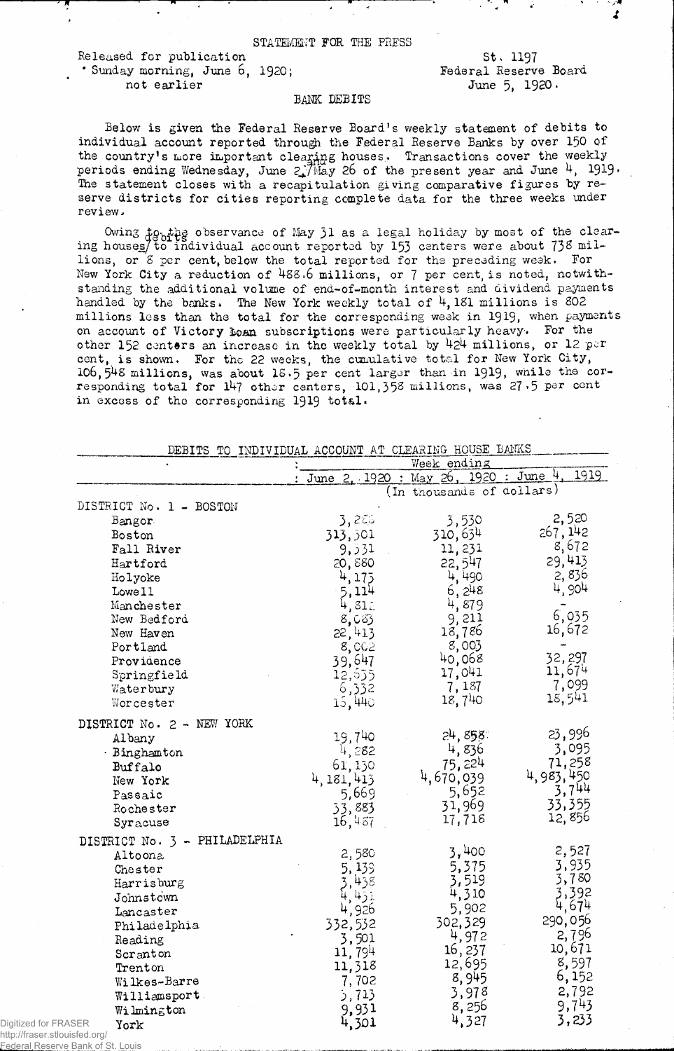STATEMENT FOR THE PRESS

Released for publication
Sunday morning, June 6, 1920;
not earlier

St. 1197
Federal Reserve Board
June 5, 1920.

BANK DEBITS

Below is given the Federal Reserve Board's weekly statement of debits to individual account reported through the Federal Reserve Banks by over 150 of the country's more important clearing houses. Transactions cover the weekly periods ending Wednesday, June 2, and May 26 of the present year and June 4, 1919. The statement closes with a recapitulation giving comparative figures by reserve districts for cities reporting complete data for the three weeks under review.

Owing to the observance of May 31 as a legal holiday by most of the clearing houses, debits to individual account reported by 153 centers were about 738 millions, or 8 per cent, below the total reported for the preceding week. For New York City a reduction of 488.6 millions, or 7 per cent, is noted, notwithstanding the additional volume of end-of-month interest and dividend payments handled by the banks. The New York weekly total of 4,181 millions is 802 millions less than the total for the corresponding week in 1919, when payments on account of Victory Loan subscriptions were particularly heavy. For the other 152 centers an increase in the weekly total by 424 millions, or 12 per cent, is shown. For the 22 weeks, the cumulative total for New York City, 106,548 millions, was about 18.5 per cent larger than in 1919, while the corresponding total for 147 other centers, 101,358 millions, was 27.5 per cent in excess of the corresponding 1919 total.

DEBITS TO INDIVIDUAL ACCOUNT AT CLEARING HOUSE BANKS

| | Week ending | | |
|---|---|---|---|
| | June 2, 1920 | May 26, 1920 | June 4, 1919 |
| | (In thousands of dollars) | | |
| DISTRICT No. 1 - BOSTON | | | |
| Bangor | 3,286 | 3,530 | 2,520 |
| Boston | 313,301 | 310,634 | 267,142 |
| Fall River | 9,331 | 11,231 | 8,672 |
| Hartford | 20,880 | 22,547 | 29,413 |
| Holyoke | 4,175 | 4,490 | 2,836 |
| Lowell | 5,114 | 6,248 | 4,904 |
| Manchester | 4,812 | 4,879 | - |
| New Bedford | 8,083 | 9,211 | 6,035 |
| New Haven | 22,413 | 18,786 | 16,672 |
| Portland | 8,002 | 8,003 | - |
| Providence | 39,647 | 40,068 | 32,297 |
| Springfield | 12,555 | 17,041 | 11,674 |
| Waterbury | 6,352 | 7,187 | 7,099 |
| Worcester | 15,440 | 18,740 | 18,541 |
| DISTRICT No. 2 - NEW YORK | | | |
| Albany | 19,740 | 24,858 | 23,996 |
| Binghamton | 4,282 | 4,836 | 3,095 |
| Buffalo | 61,130 | 75,224 | 71,258 |
| New York | 4,181,413 | 4,670,039 | 4,983,450 |
| Passaic | 5,669 | 5,652 | 3,744 |
| Rochester | 33,883 | 31,969 | 33,355 |
| Syracuse | 16,487 | 17,718 | 12,856 |
| DISTRICT No. 3 - PHILADELPHIA | | | |
| Altoona | 2,580 | 3,400 | 2,527 |
| Chester | 5,139 | 5,375 | 3,935 |
| Harrisburg | 3,438 | 3,519 | 3,780 |
| Johnstown | 4,451 | 4,310 | 3,392 |
| Lancaster | 4,926 | 5,902 | 4,674 |
| Philadelphia | 332,532 | 302,329 | 290,056 |
| Reading | 3,501 | 4,972 | 2,796 |
| Scranton | 11,794 | 16,237 | 10,671 |
| Trenton | 11,318 | 12,695 | 8,597 |
| Wilkes-Barre | 7,702 | 8,945 | 6,152 |
| Williamsport | 3,713 | 3,978 | 2,792 |
| Wilmington | 9,931 | 8,256 | 9,743 |
| York | 4,301 | 4,327 | 3,233 |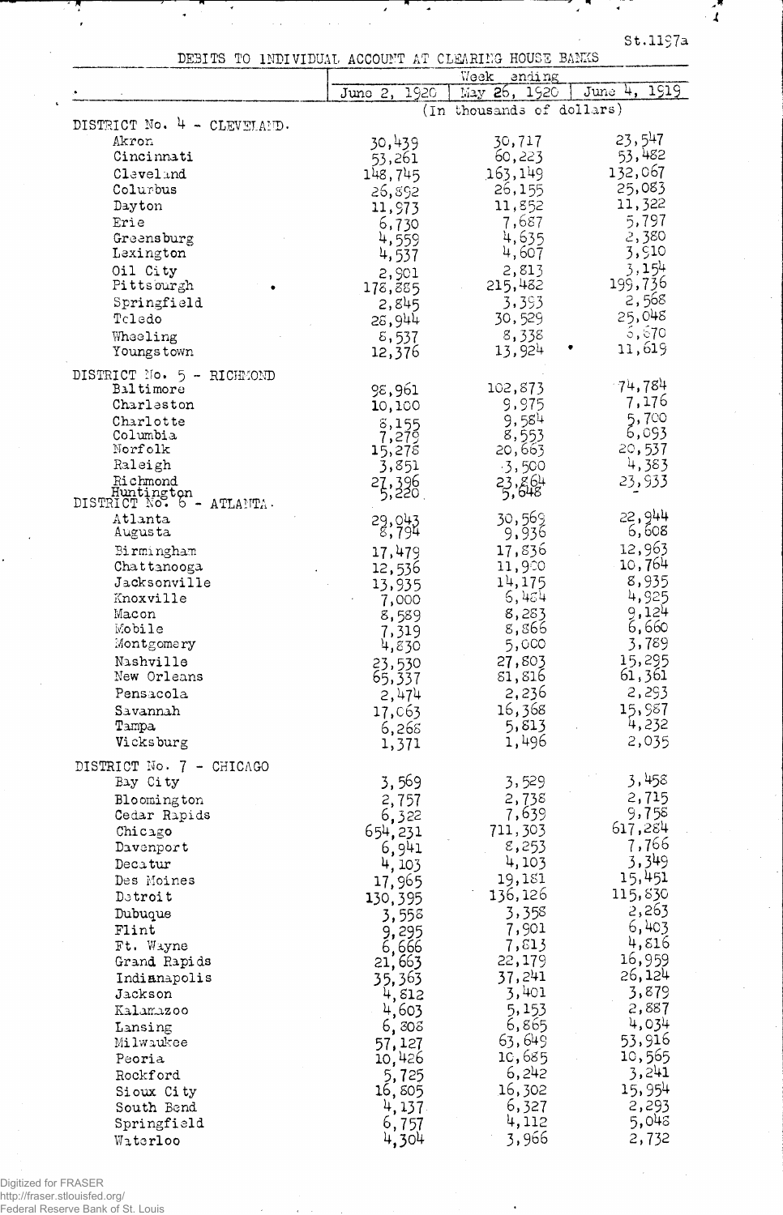St.1197a

DEBITS TO INDIVIDUAL ACCOUNT AT CLEARING HOUSE BANKS

| | Week ending | | |
|---|---|---|---|
| | June 2, 1920 | May 26, 1920 | June 4, 1919 |
| | (In thousands of dollars) | | |
| **DISTRICT No. 4 - CLEVELAND.** | | | |
| Akron | 30,439 | 30,717 | 23,547 |
| Cincinnati | 53,261 | 60,223 | 53,482 |
| Cleveland | 148,745 | 163,149 | 132,067 |
| Columbus | 26,892 | 26,155 | 25,083 |
| Dayton | 11,973 | 11,852 | 11,322 |
| Erie | 6,730 | 7,687 | 5,797 |
| Greensburg | 4,559 | 4,635 | 2,380 |
| Lexington | 4,537 | 4,607 | 3,910 |
| Oil City | 2,901 | 2,813 | 3,154 |
| Pittsburgh | 178,885 | 215,482 | 199,736 |
| Springfield | 2,845 | 3,393 | 2,568 |
| Toledo | 28,944 | 30,529 | 25,048 |
| Wheeling | 8,537 | 8,338 | 6,870 |
| Youngstown | 12,376 | 13,924 | 11,619 |
| **DISTRICT No. 5 - RICHMOND** | | | |
| Baltimore | 98,961 | 102,873 | 74,784 |
| Charleston | 10,100 | 9,975 | 7,176 |
| Charlotte | 8,155 | 9,584 | 5,700 |
| Columbia | 7,279 | 8,553 | 6,093 |
| Norfolk | 15,278 | 20,663 | 20,537 |
| Raleigh | 3,851 | 3,500 | 4,383 |
| Richmond | 27,396 | 23,864 | 23,933 |
| Huntington | 5,220 | 5,648 | - |
| **DISTRICT No. 6 - ATLANTA.** | | | |
| Atlanta | 29,043 | 30,569 | 22,944 |
| Augusta | 8,794 | 9,936 | 6,608 |
| Birmingham | 17,479 | 17,836 | 12,963 |
| Chattanooga | 12,536 | 11,900 | 10,764 |
| Jacksonville | 13,935 | 14,175 | 8,935 |
| Knoxville | 7,000 | 6,484 | 4,925 |
| Macon | 8,589 | 8,283 | 9,124 |
| Mobile | 7,319 | 8,866 | 6,660 |
| Montgomery | 4,830 | 5,000 | 3,789 |
| Nashville | 23,530 | 27,803 | 15,295 |
| New Orleans | 65,337 | 81,816 | 61,361 |
| Pensacola | 2,474 | 2,236 | 2,293 |
| Savannah | 17,063 | 16,368 | 15,987 |
| Tampa | 6,268 | 5,813 | 4,232 |
| Vicksburg | 1,371 | 1,496 | 2,035 |
| **DISTRICT No. 7 - CHICAGO** | | | |
| Bay City | 3,569 | 3,529 | 3,458 |
| Bloomington | 2,757 | 2,738 | 2,715 |
| Cedar Rapids | 6,322 | 7,639 | 9,758 |
| Chicago | 654,231 | 711,303 | 617,284 |
| Davenport | 6,941 | 8,253 | 7,766 |
| Decatur | 4,103 | 4,103 | 3,349 |
| Des Moines | 17,965 | 19,181 | 15,451 |
| Detroit | 130,395 | 136,126 | 115,830 |
| Dubuque | 3,558 | 3,358 | 2,263 |
| Flint | 9,295 | 7,901 | 6,403 |
| Ft. Wayne | 6,666 | 7,813 | 4,816 |
| Grand Rapids | 21,663 | 22,179 | 16,959 |
| Indianapolis | 35,363 | 37,241 | 26,124 |
| Jackson | 4,812 | 3,401 | 3,879 |
| Kalamazoo | 4,603 | 5,153 | 2,887 |
| Lansing | 6,808 | 6,865 | 4,034 |
| Milwaukee | 57,127 | 63,649 | 53,916 |
| Peoria | 10,426 | 10,685 | 10,565 |
| Rockford | 5,725 | 6,242 | 3,241 |
| Sioux City | 16,805 | 16,302 | 15,954 |
| South Bend | 4,137 | 6,327 | 2,293 |
| Springfield | 6,757 | 4,112 | 5,048 |
| Waterloo | 4,304 | 3,966 | 2,732 |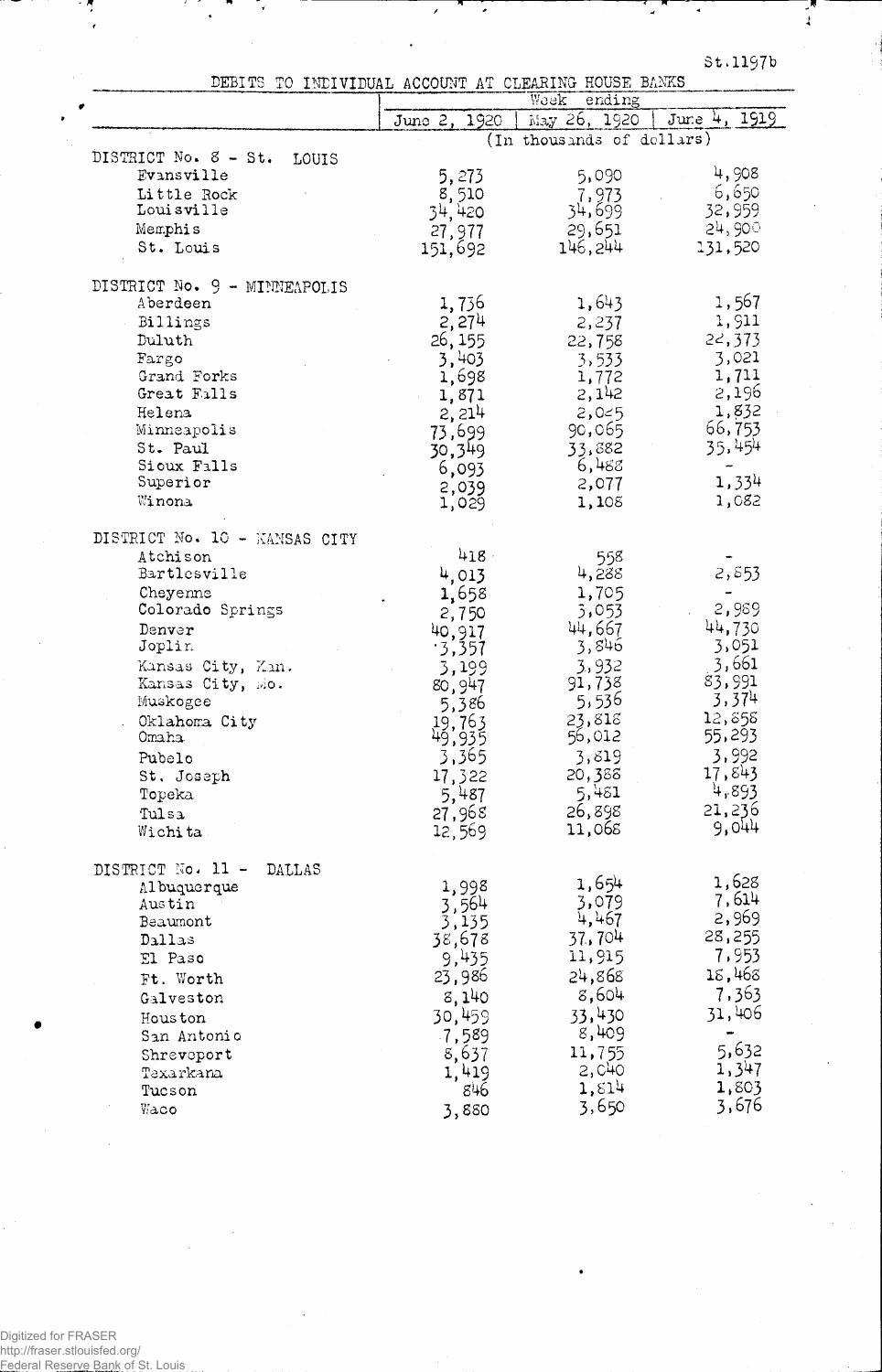St.1197b

DEBITS TO INDIVIDUAL ACCOUNT AT CLEARING HOUSE BANKS

| | Week ending | | |
|---|---|---|---|
| | June 2, 1920 | May 26, 1920 | June 4, 1919 |
| | (In thousands of dollars) | | |
| **DISTRICT No. 8 - St. LOUIS** | | | |
| Evansville | 5,273 | 5,090 | 4,908 |
| Little Rock | 8,510 | 7,973 | 6,650 |
| Louisville | 34,420 | 34,699 | 32,959 |
| Memphis | 27,977 | 29,651 | 24,900 |
| St. Louis | 151,692 | 146,244 | 131,520 |
| **DISTRICT No. 9 - MINNEAPOLIS** | | | |
| Aberdeen | 1,736 | 1,643 | 1,567 |
| Billings | 2,274 | 2,237 | 1,911 |
| Duluth | 26,155 | 22,758 | 22,373 |
| Fargo | 3,403 | 3,533 | 3,021 |
| Grand Forks | 1,698 | 1,772 | 1,711 |
| Great Falls | 1,871 | 2,142 | 2,196 |
| Helena | 2,214 | 2,025 | 1,832 |
| Minneapolis | 73,699 | 90,065 | 66,753 |
| St. Paul | 30,349 | 33,882 | 35,454 |
| Sioux Falls | 6,093 | 6,488 | - |
| Superior | 2,039 | 2,077 | 1,334 |
| Winona | 1,029 | 1,108 | 1,082 |
| **DISTRICT No. 10 - KANSAS CITY** | | | |
| Atchison | 418 | 558 | - |
| Bartlesville | 4,013 | 4,288 | 2,853 |
| Cheyenne | 1,658 | 1,705 | - |
| Colorado Springs | 2,750 | 3,053 | 2,989 |
| Denver | 40,917 | 44,667 | 44,730 |
| Joplin | 3,357 | 3,846 | 3,051 |
| Kansas City, Kan. | 3,199 | 3,932 | 3,661 |
| Kansas City, Mo. | 80,947 | 91,738 | 83,991 |
| Muskogee | 5,386 | 5,536 | 3,374 |
| Oklahoma City | 19,763 | 23,818 | 12,858 |
| Omaha | 49,935 | 56,012 | 55,293 |
| Pubelo | 3,365 | 3,819 | 3,992 |
| St. Joseph | 17,322 | 20,388 | 17,843 |
| Topeka | 5,487 | 5,481 | 4,893 |
| Tulsa | 27,968 | 26,898 | 21,236 |
| Wichita | 12,569 | 11,068 | 9,044 |
| **DISTRICT No. 11 - DALLAS** | | | |
| Albuquerque | 1,998 | 1,654 | 1,628 |
| Austin | 3,564 | 3,079 | 7,614 |
| Beaumont | 3,135 | 4,467 | 2,969 |
| Dallas | 38,678 | 37,704 | 28,255 |
| El Paso | 9,435 | 11,915 | 7,953 |
| Ft. Worth | 23,986 | 24,868 | 18,468 |
| Galveston | 8,140 | 8,604 | 7,363 |
| Houston | 30,459 | 33,430 | 31,406 |
| San Antonio | 7,589 | 8,409 | - |
| Shreveport | 8,637 | 11,755 | 5,632 |
| Texarkana | 1,419 | 2,040 | 1,347 |
| Tucson | 846 | 1,814 | 1,803 |
| Waco | 3,880 | 3,650 | 3,676 |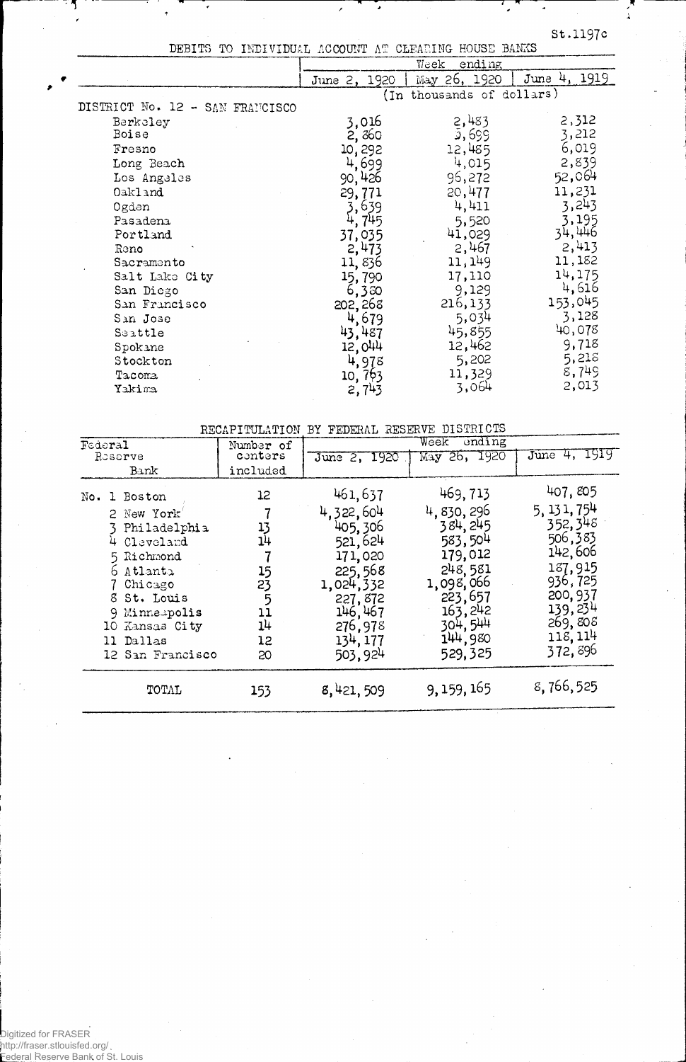St.1197c

DEBITS TO INDIVIDUAL ACCOUNT AT CLEARING HOUSE BANKS

| | Week ending | | |
|---|---|---|---|
| | June 2, 1920 | May 26, 1920 | June 4, 1919 |
| | (In thousands of dollars) | | |
| DISTRICT No. 12 - SAN FRANCISCO | | | |
| Berkeley | 3,016 | 2,483 | 2,312 |
| Boise | 2,860 | 3,699 | 3,212 |
| Fresno | 10,292 | 12,485 | 6,019 |
| Long Beach | 4,699 | 4,015 | 2,839 |
| Los Angeles | 90,426 | 96,272 | 52,064 |
| Oakland | 29,771 | 20,477 | 11,231 |
| Ogden | 3,639 | 4,411 | 3,243 |
| Pasadena | 4,745 | 5,520 | 3,195 |
| Portland | 37,035 | 41,029 | 34,446 |
| Reno | 2,473 | 2,467 | 2,413 |
| Sacramento | 11,836 | 11,149 | 11,182 |
| Salt Lake City | 15,790 | 17,110 | 14,175 |
| San Diego | 6,380 | 9,129 | 4,616 |
| San Francisco | 202,268 | 216,133 | 153,045 |
| San Jose | 4,679 | 5,034 | 3,128 |
| Seattle | 43,487 | 45,855 | 40,078 |
| Spokane | 12,044 | 12,462 | 9,718 |
| Stockton | 4,978 | 5,202 | 5,218 |
| Tacoma | 10,763 | 11,329 | 8,749 |
| Yakima | 2,743 | 3,064 | 2,013 |

RECAPITULATION BY FEDERAL RESERVE DISTRICTS

| Federal Reserve Bank | Number of centers included | Week ending June 2, 1920 | May 26, 1920 | June 4, 1919 |
|---|---|---|---|---|
| No. 1 Boston | 12 | 461,637 | 469,713 | 407,805 |
| 2 New York | 7 | 4,322,604 | 4,830,296 | 5,131,754 |
| 3 Philadelphia | 13 | 405,306 | 384,245 | 352,348 |
| 4 Cleveland | 14 | 521,624 | 583,504 | 506,383 |
| 5 Richmond | 7 | 171,020 | 179,012 | 142,606 |
| 6 Atlanta | 15 | 225,568 | 248,581 | 187,915 |
| 7 Chicago | 23 | 1,024,332 | 1,098,066 | 936,725 |
| 8 St. Louis | 5 | 227,872 | 223,657 | 200,937 |
| 9 Minneapolis | 11 | 146,467 | 163,242 | 139,234 |
| 10 Kansas City | 14 | 276,978 | 304,544 | 269,808 |
| 11 Dallas | 12 | 134,177 | 144,980 | 118,114 |
| 12 San Francisco | 20 | 503,924 | 529,325 | 372,896 |
| TOTAL | 153 | 8,421,509 | 9,159,165 | 8,766,525 |